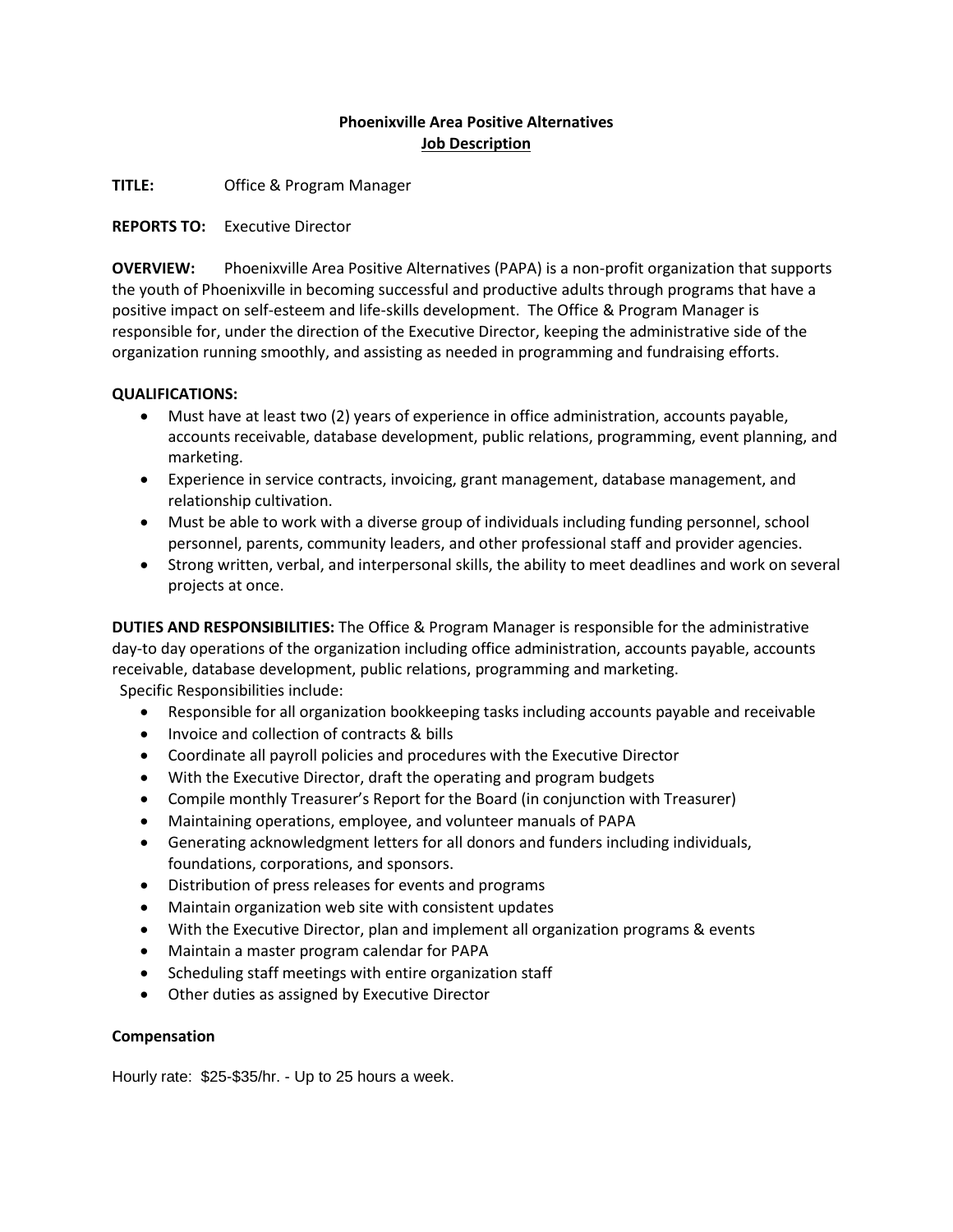# Phoenixville Area Positive Alternatives

## Job Description

**TITLE:** Office & Program Manager

**REPORTS TO:** Executive Director

**OVERVIEW:** Phoenixville Area Positive Alternatives (PAPA) is a non-profit organization that supports the youth of Phoenixville in becoming successful and productive adults through programs that have a positive impact on self-esteem and life-skills development. The Office & Program Manager is responsible for, under the direction of the Executive Director, keeping the administrative side of the organization running smoothly, and assisting as needed in programming and fundraising efforts.

**QUALIFICATIONS:**

- Must have at least two (2) years of experience in office administration, accounts payable, accounts receivable, database development, public relations, programming, event planning, and marketing.
- Experience in service contracts, invoicing, grant management, database management, and relationship cultivation.
- Must be able to work with a diverse group of individuals including funding personnel, school personnel, parents, community leaders, and other professional staff and provider agencies.
- Strong written, verbal, and interpersonal skills, the ability to meet deadlines and work on several projects at once.

**DUTIES AND RESPONSIBILITIES:** The Office & Program Manager is responsible for the administrative day-to day operations of the organization including office administration, accounts payable, accounts receivable, database development, public relations, programming and marketing.

Specific Responsibilities include:

- Responsible for all organization bookkeeping tasks including accounts payable and receivable
- Invoice and collection of contracts & bills
- Coordinate all payroll policies and procedures with the Executive Director
- With the Executive Director, draft the operating and program budgets
- Compile monthly Treasurer's Report for the Board (in conjunction with Treasurer)
- Maintaining operations, employee, and volunteer manuals of PAPA
- Generating acknowledgment letters for all donors and funders including individuals, foundations, corporations, and sponsors.
- Distribution of press releases for events and programs
- Maintain organization web site with consistent updates
- With the Executive Director, plan and implement all organization programs & events
- Maintain a master program calendar for PAPA
- Scheduling staff meetings with entire organization staff
- Other duties as assigned by Executive Director

**Compensation**

Hourly rate: $25-$35/hr. - Up to 25 hours a week.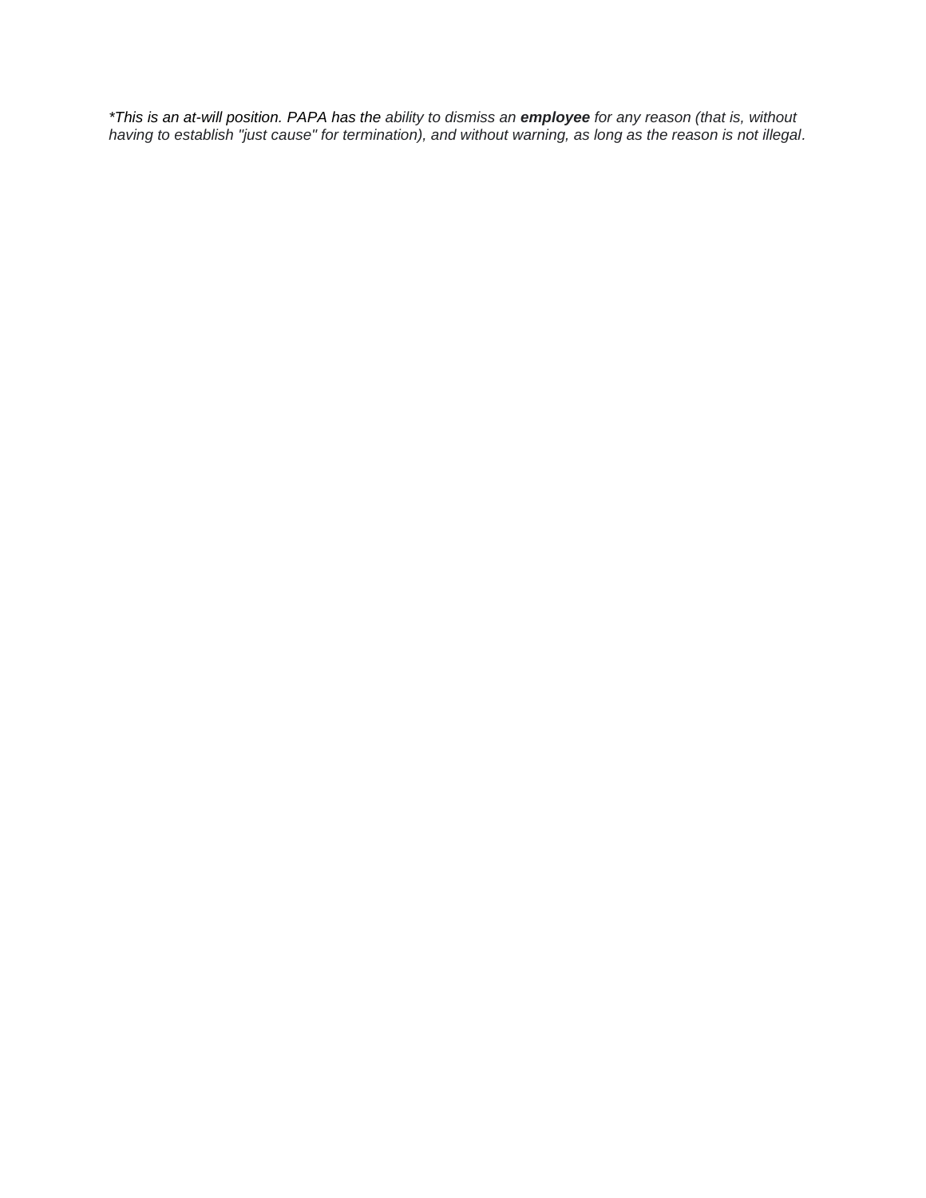*This is an at-will position. PAPA has the ability to dismiss an **employee** for any reason (that is, without having to establish "just cause" for termination), and without warning, as long as the reason is not illegal.*